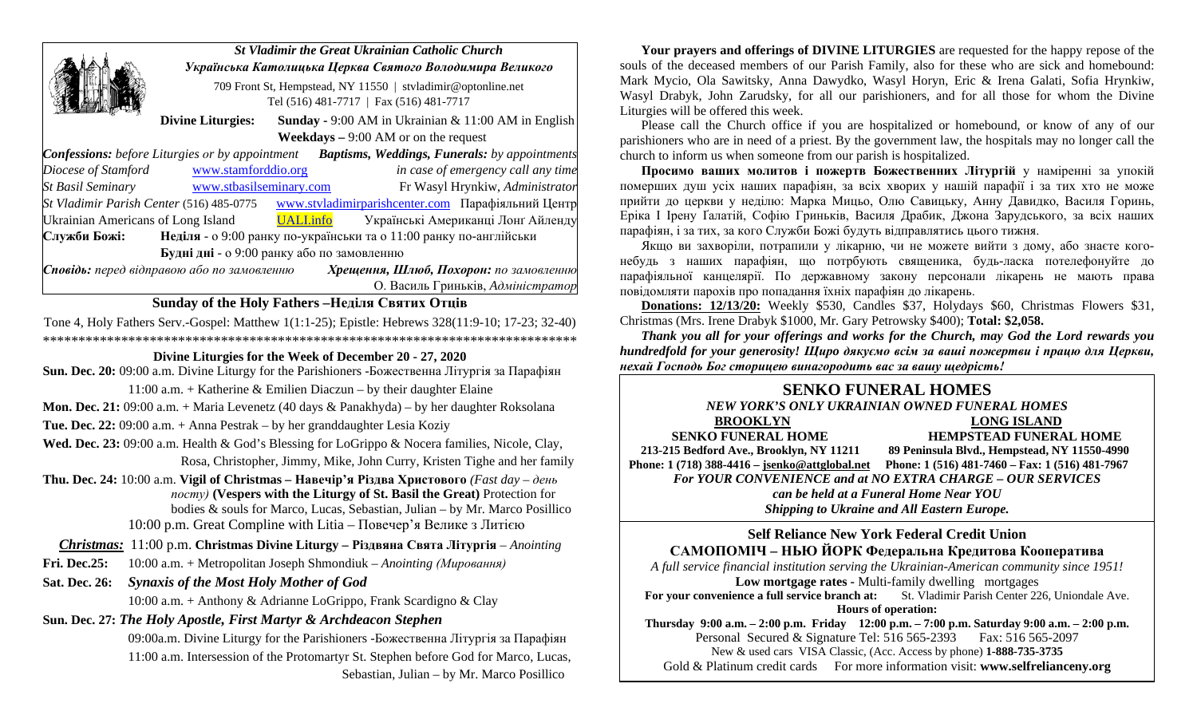**_St Vladimir the Great Ukrainian Catholic Church_**

**_Українська Католицька Церква Святого Володимира Великого_**

709 Front St, Hempstead, NY 11550 | stvladimir@optonline.net
Tel (516) 481-7717 | Fax (516) 481-7717

**Divine Liturgies:** **Sunday** - 9:00 AM in Ukrainian & 11:00 AM in English
**Weekdays –** 9:00 AM or on the request

***Confessions:*** *before Liturgies or by appointment* ***Baptisms, Weddings, Funerals:*** *by appointments*

*Diocese of Stamford* www.stamforddio.org *in case of emergency call any time*

*St Basil Seminary* www.stbasilseminary.com Fr Wasyl Hrynkiw, *Administrator*

*St Vladimir Parish Center* (516) 485-0775 www.stvladimirparishcenter.com Парафіяльний Центр

Ukrainian Americans of Long Island UALI.info Українські Американці Лонг Айленду

**Служби Божі:** **Неділя** - о 9:00 ранку по-українськи та о 11:00 ранку по-англійськи
**Будні дні** - о 9:00 ранку або по замовленню

***Сповідь:*** *перед відправою або по замовленню* ***Хрещення, Шлюб, Похорон:*** *по замовленню*

О. Василь Гриньків, *Адміністратор*

## Sunday of the Holy Fathers –Неділя Святих Отців

Tone 4, Holy Fathers Serv.-Gospel: Matthew 1(1:1-25); Epistle: Hebrews 328(11:9-10; 17-23; 32-40)

*******************************************************************************

### Divine Liturgies for the Week of December 20 - 27, 2020

**Sun. Dec. 20:** 09:00 a.m. Divine Liturgy for the Parishioners -Божественна Літургія за Парафіян
11:00 a.m. + Katherine & Emilien Diaczun – by their daughter Elaine

**Mon. Dec. 21:** 09:00 a.m. + Maria Levenetz (40 days & Panakhyda) – by her daughter Roksolana

**Tue. Dec. 22:** 09:00 a.m. + Anna Pestrak – by her granddaughter Lesia Koziy

**Wed. Dec. 23:** 09:00 a.m. Health & God's Blessing for LoGrippo & Nocera families, Nicole, Clay, Rosa, Christopher, Jimmy, Mike, John Curry, Kristen Tighe and her family

**Thu. Dec. 24:** 10:00 a.m. **Vigil of Christmas – Навечір'я Різдва Христового** *(Fast day – день посту)* **(Vespers with the Liturgy of St. Basil the Great)** Protection for bodies & souls for Marco, Lucas, Sebastian, Julian – by Mr. Marco Posillico
10:00 p.m. Great Compline with Litia – Повечер'я Велике з Литією

***Christmas:*** 11:00 p.m. **Christmas Divine Liturgy – Різдвяна Свята Літургія** – *Anointing*

**Fri. Dec.25:** 10:00 a.m. + Metropolitan Joseph Shmondiuk – *Anointing (Мирування)*

**Sat. Dec. 26:** ***Synaxis of the Most Holy Mother of God***
10:00 a.m. + Anthony & Adrianne LoGrippo, Frank Scardigno & Clay

**Sun. Dec. 27:** ***The Holy Apostle, First Martyr & Archdeacon Stephen***
09:00a.m. Divine Liturgy for the Parishioners -Божественна Літургія за Парафіян
11:00 a.m. Intersession of the Protomartyr St. Stephen before God for Marco, Lucas, Sebastian, Julian – by Mr. Marco Posillico

**Your prayers and offerings of DIVINE LITURGIES** are requested for the happy repose of the souls of the deceased members of our Parish Family, also for these who are sick and homebound: Mark Mycio, Ola Sawitsky, Anna Dawydko, Wasyl Horyn, Eric & Irena Galati, Sofia Hrynkiw, Wasyl Drabyk, John Zarudsky, for all our parishioners, and for all those for whom the Divine Liturgies will be offered this week.

Please call the Church office if you are hospitalized or homebound, or know of any of our parishioners who are in need of a priest. By the government law, the hospitals may no longer call the church to inform us when someone from our parish is hospitalized.

**Просимо ваших молитов і пожертв Божественних Літургій** у намірені за упокій померших душ усіх наших парафіян, за всіх хворих у нашій парафії і за тих хто не може прийти до церкви у неділю: Марка Мицьо, Олю Савицьку, Анну Давидко, Василя Горинь, Еріка І Ірену Галатій, Софію Гриньків, Василя Драбик, Джона Зарудського, за всіх наших парафіян, і за тих, за кого Служби Божі будуть відправлятись цього тижня.

Якщо ви захворіли, потрапили у лікарню, чи не можете вийти з дому, або знаєте когонебудь з наших парафіян, що потрбують священика, будь-ласка потелефонуйте до парафіяльної канцелярії. По державному закону персонали лікарень не мають права повідомляти парохів про попадання їхніх парафіян до лікарень.

**Donations: 12/13/20:** Weekly $530, Candles $37, Holydays $60, Christmas Flowers $31, Christmas (Mrs. Irene Drabyk $1000, Mr. Gary Petrowsky $400); **Total: $2,058.**

***Thank you all for your offerings and works for the Church, may God the Lord rewards you hundredfold for your generosity! Щиро дякуємо всім за ваші пожертви і працю для Церкви, нехай Господь Бог сторицею винагородить вас за вашу щедрість!***

## SENKO FUNERAL HOMES

***NEW YORK'S ONLY UKRAINIAN OWNED FUNERAL HOMES***

| **BROOKLYN** | **LONG ISLAND** |
|---|---|
| **SENKO FUNERAL HOME** | **HEMPSTEAD FUNERAL HOME** |
| **213-215 Bedford Ave., Brooklyn, NY 11211** | **89 Peninsula Blvd., Hempstead, NY 11550-4990** |
| **Phone: 1 (718) 388-4416 – jsenko@attglobal.net** | **Phone: 1 (516) 481-7460 – Fax: 1 (516) 481-7967** |

***For YOUR CONVENIENCE and at NO EXTRA CHARGE – OUR SERVICES can be held at a Funeral Home Near YOU***

***Shipping to Ukraine and All Eastern Europe.***

### Self Reliance New York Federal Credit Union

### САМОПОМІЧ – НЬЮ ЙОРК Федеральна Кредитова Кооператива

*A full service financial institution serving the Ukrainian-American community since 1951!*

**Low mortgage rates -** Multi-family dwelling mortgages

**For your convenience a full service branch at:** St. Vladimir Parish Center 226, Uniondale Ave.

**Hours of operation:**

**Thursday 9:00 a.m. – 2:00 p.m. Friday 12:00 p.m. – 7:00 p.m. Saturday 9:00 a.m. – 2:00 p.m.**

Personal Secured & Signature Tel: 516 565-2393 Fax: 516 565-2097

New & used cars VISA Classic, (Acc. Access by phone) **1-888-735-3735**

Gold & Platinum credit cards For more information visit: **www.selfrelianceny.org**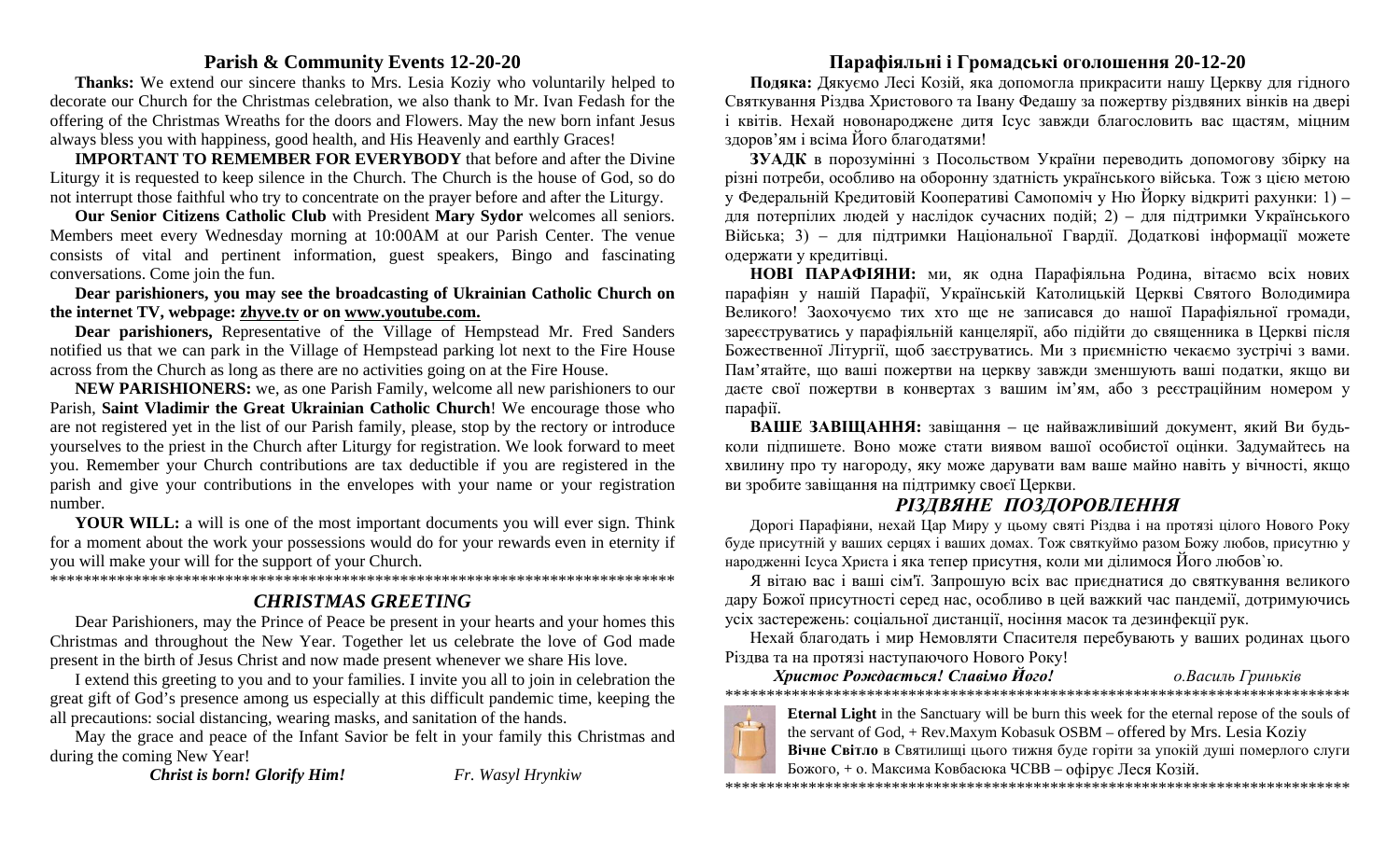## Parish & Community Events 12-20-20

**Thanks:** We extend our sincere thanks to Mrs. Lesia Koziy who voluntarily helped to decorate our Church for the Christmas celebration, we also thank to Mr. Ivan Fedash for the offering of the Christmas Wreaths for the doors and Flowers. May the new born infant Jesus always bless you with happiness, good health, and His Heavenly and earthly Graces!

**IMPORTANT TO REMEMBER FOR EVERYBODY** that before and after the Divine Liturgy it is requested to keep silence in the Church. The Church is the house of God, so do not interrupt those faithful who try to concentrate on the prayer before and after the Liturgy.

**Our Senior Citizens Catholic Club** with President **Mary Sydor** welcomes all seniors. Members meet every Wednesday morning at 10:00AM at our Parish Center. The venue consists of vital and pertinent information, guest speakers, Bingo and fascinating conversations. Come join the fun.

**Dear parishioners, you may see the broadcasting of Ukrainian Catholic Church on the internet TV, webpage: zhyve.tv or on www.youtube.com.**

**Dear parishioners,** Representative of the Village of Hempstead Mr. Fred Sanders notified us that we can park in the Village of Hempstead parking lot next to the Fire House across from the Church as long as there are no activities going on at the Fire House.

**NEW PARISHIONERS:** we, as one Parish Family, welcome all new parishioners to our Parish, **Saint Vladimir the Great Ukrainian Catholic Church**! We encourage those who are not registered yet in the list of our Parish family, please, stop by the rectory or introduce yourselves to the priest in the Church after Liturgy for registration. We look forward to meet you. Remember your Church contributions are tax deductible if you are registered in the parish and give your contributions in the envelopes with your name or your registration number.

**YOUR WILL:** a will is one of the most important documents you will ever sign. Think for a moment about the work your possessions would do for your rewards even in eternity if you will make your will for the support of your Church.

*******************************************************************************

### *CHRISTMAS GREETING*

Dear Parishioners, may the Prince of Peace be present in your hearts and your homes this Christmas and throughout the New Year. Together let us celebrate the love of God made present in the birth of Jesus Christ and now made present whenever we share His love.

I extend this greeting to you and to your families. I invite you all to join in celebration the great gift of God's presence among us especially at this difficult pandemic time, keeping the all precautions: social distancing, wearing masks, and sanitation of the hands.

May the grace and peace of the Infant Savior be felt in your family this Christmas and during the coming New Year!

***Christ is born! Glorify Him!*** *Fr. Wasyl Hrynkiw*

## Парафіяльні і Громадські оголошення 20-12-20

**Подяка:** Дякуємо Лесі Козій, яка допомогла прикрасити нашу Церкву для гідного Святкування Різдва Христового та Івану Федашу за пожертву різдвяних вінків на двері і квітів. Нехай новонароджене дитя Ісус завжди благословить вас щастям, міцним здоров'ям і всіма Його благодатями!

**ЗУАДК** в порозумінні з Посольством України переводить допомогову збірку на різні потреби, особливо на оборонну здатність українського війська. Тож з цією метою у Федеральній Кредитовій Кооперативі Самопоміч у Ню Йорку відкриті рахунки: 1) – для потерпілих людей у наслідок сучасних подій; 2) – для підтримки Українського Війська; 3) – для підтримки Національної Гвардії. Додаткові інформації можете одержати у кредитівці.

**НОВІ ПАРАФІЯНИ:** ми, як одна Парафіяльна Родина, вітаємо всіх нових парафіян у нашій Парафії, Українській Католицькій Церкві Святого Володимира Великого! Заохочуємо тих хто ще не записався до нашої Парафіяльної громади, зареєструватись у парафіяльній канцелярії, або підійти до священника в Церкві після Божественної Літургії, щоб заєструватись. Ми з приємністю чекаємо зустрічі з вами. Пам'ятайте, що ваші пожертви на церкву завжди зменшують ваші податки, якщо ви даєте свої пожертви в конвертах з вашим ім'ям, або з реєстраційним номером у парафії.

**ВАШЕ ЗАВІЩАННЯ:** завіщання – це найважливіший документ, який Ви будь-коли підпишете. Воно може стати виявом вашої особистої оцінки. Задумайтесь на хвилину про ту нагороду, яку може дарувати вам ваше майно навіть у вічності, якщо ви зробите завіщання на підтримку своєї Церкви.

### *РІЗДВЯНЕ ПОЗДОРОВЛЕННЯ*

Дорогі Парафіяни, нехай Цар Миру у цьому святі Різдва і на протязі цілого Нового Року буде присутній у ваших серцях і ваших домах. Тож святкуймо разом Божу любов, присутню у народженні Ісуса Христа і яка тепер присутня, коли ми ділимося Його любов`ю.

Я вітаю вас і ваші сім'ї. Запрошую всіх вас приєднатися до святкування великого дару Божої присутності серед нас, особливо в цей важкий час пандемії, дотримуючись усіх застережень: соціальної дистанції, носіння масок та дезинфекції рук.

Нехай благодать і мир Немовляти Спасителя перебувають у ваших родинах цього Різдва та на протязі наступаючого Нового Року!

***Христос Рождається! Славімо Його!*** *о.Василь Гриньків*

*******************************************************************************

**Eternal Light** in the Sanctuary will be burn this week for the eternal repose of the souls of the servant of God, + Rev.Maxym Kobasuk OSBM – offered by Mrs. Lesia Koziy

**Вічне Світло** в Святилищі цього тижня буде горіти за упокій душі померлого слуги Божого, + о. Максима Ковбасюка ЧСВВ – офірує Леся Козій.

*******************************************************************************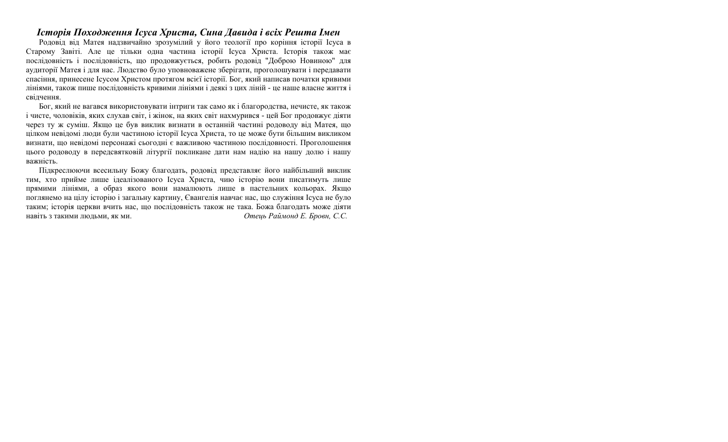## *Історія Походження Ісуса Христа, Сина Давида і всіх Решта Імен*

Родовід від Матея надзвичайно зрозумілий у його теології про коріння історії Ісуса в Старому Завіті. Але це тільки одна частина історії Ісуса Христа. Історія також має послідовність і послідовність, що продовжується, робить родовід "Доброю Новиною" для аудиторії Матея і для нас. Людство було уповноважене зберігати, проголошувати і передавати спасіння, принесене Ісусом Христом протягом всієї історії. Бог, який написав початки кривими лініями, також пише послідовність кривими лініями і деякі з цих ліній - це наше власне життя і свідчення.

Бог, який не вагався використовувати інтриги так само як і благородства, нечисте, як також і чисте, чоловіків, яких слухав світ, і жінок, на яких світ нахмурився - цей Бог продовжує діяти через ту ж суміш. Якщо це був виклик визнати в останній частині родоводу від Матея, що цілком невідомі люди були частиною історії Ісуса Христа, то це може бути більшим викликом визнати, що невідомі персонажі сьогодні є важливою частиною послідовності. Проголошення цього родоводу в передсвятковій літургії покликане дати нам надію на нашу долю і нашу важність.

Підкреслюючи всесильну Божу благодать, родовід представляє його найбільший виклик тим, хто прийме лише ідеалізованого Ісуса Христа, чию історію вони писатимуть лише прямими лініями, а образ якого вони намалюють лише в пастельних кольорах. Якщо поглянемо на цілу історію і загальну картину, Євангелія навчає нас, що служіння Ісуса не було таким; історія церкви вчить нас, що послідовність також не така. Божа благодать може діяти навіть з такими людьми, як ми.

*Отець Раймонд Е. Бровн, С.С.*